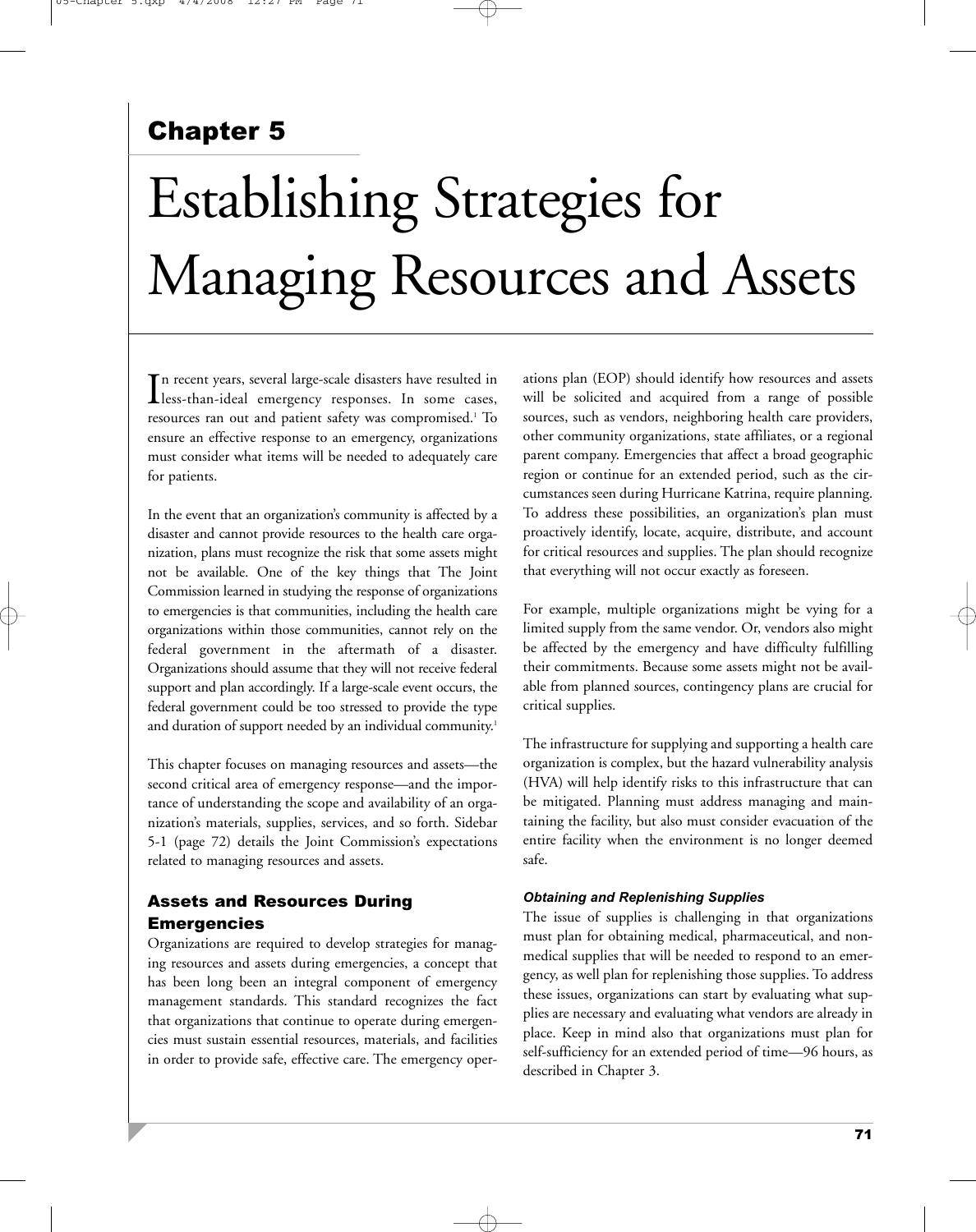## Chapter 5

# Establishing Strategies for Managing Resources and Assets

In recent years, several large-scale disasters have resulted in less-than-ideal emergency responses. In some cases, resources ran out and patient safety was compromised.[1] To ensure an effective response to an emergency, organizations must consider what items will be needed to adequately care for patients.

In the event that an organization's community is affected by a disaster and cannot provide resources to the health care organization, plans must recognize the risk that some assets might not be available. One of the key things that The Joint Commission learned in studying the response of organizations to emergencies is that communities, including the health care organizations within those communities, cannot rely on the federal government in the aftermath of a disaster. Organizations should assume that they will not receive federal support and plan accordingly. If a large-scale event occurs, the federal government could be too stressed to provide the type and duration of support needed by an individual community.[1]

This chapter focuses on managing resources and assets—the second critical area of emergency response—and the importance of understanding the scope and availability of an organization's materials, supplies, services, and so forth. Sidebar 5-1 (page 72) details the Joint Commission's expectations related to managing resources and assets.

### Assets and Resources During Emergencies

Organizations are required to develop strategies for managing resources and assets during emergencies, a concept that has been long been an integral component of emergency management standards. This standard recognizes the fact that organizations that continue to operate during emergencies must sustain essential resources, materials, and facilities in order to provide safe, effective care. The emergency operations plan (EOP) should identify how resources and assets will be solicited and acquired from a range of possible sources, such as vendors, neighboring health care providers, other community organizations, state affiliates, or a regional parent company. Emergencies that affect a broad geographic region or continue for an extended period, such as the circumstances seen during Hurricane Katrina, require planning. To address these possibilities, an organization's plan must proactively identify, locate, acquire, distribute, and account for critical resources and supplies. The plan should recognize that everything will not occur exactly as foreseen.

For example, multiple organizations might be vying for a limited supply from the same vendor. Or, vendors also might be affected by the emergency and have difficulty fulfilling their commitments. Because some assets might not be available from planned sources, contingency plans are crucial for critical supplies.

The infrastructure for supplying and supporting a health care organization is complex, but the hazard vulnerability analysis (HVA) will help identify risks to this infrastructure that can be mitigated. Planning must address managing and maintaining the facility, but also must consider evacuation of the entire facility when the environment is no longer deemed safe.

#### *Obtaining and Replenishing Supplies*

The issue of supplies is challenging in that organizations must plan for obtaining medical, pharmaceutical, and nonmedical supplies that will be needed to respond to an emergency, as well plan for replenishing those supplies. To address these issues, organizations can start by evaluating what supplies are necessary and evaluating what vendors are already in place. Keep in mind also that organizations must plan for self-sufficiency for an extended period of time—96 hours, as described in Chapter 3.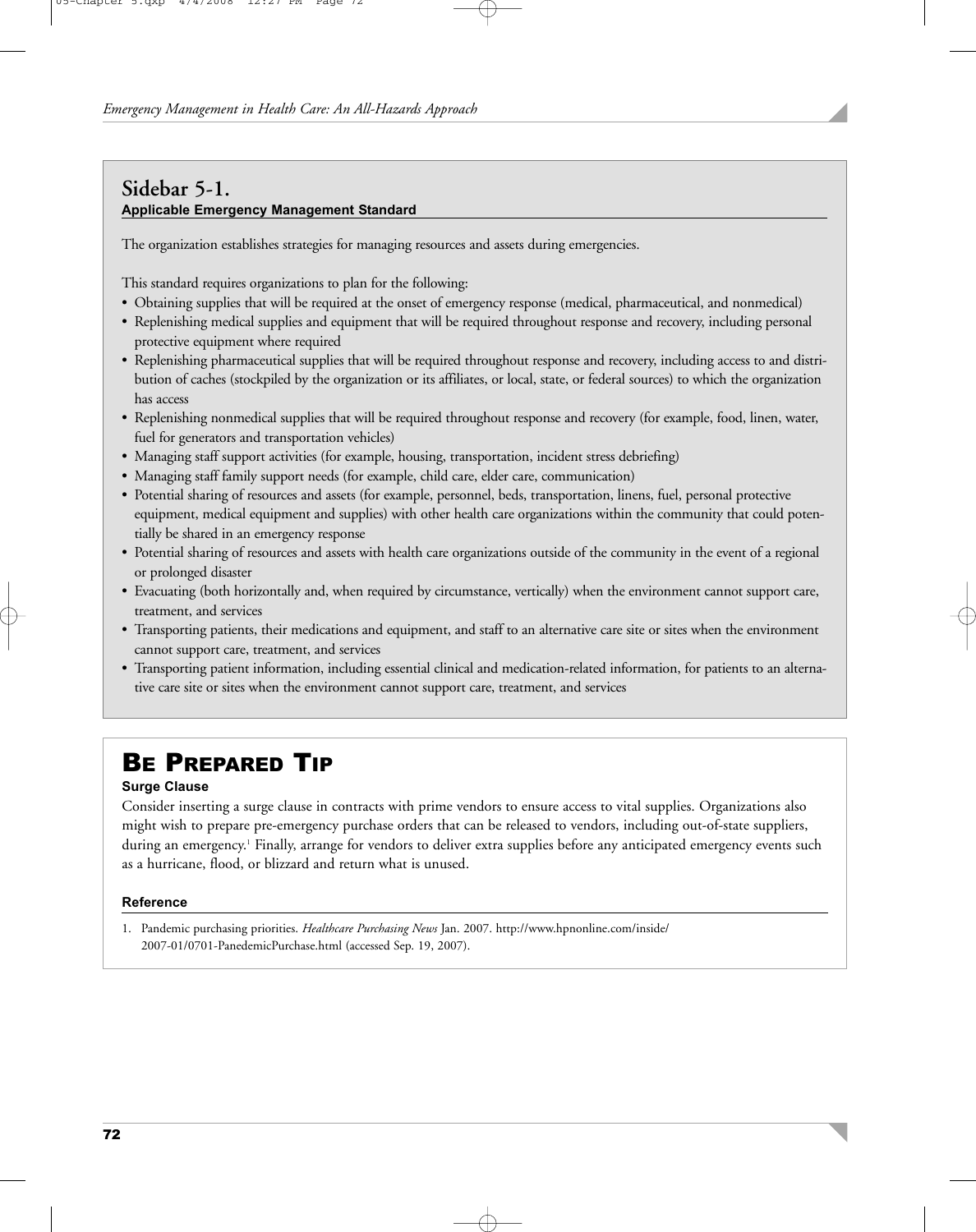## Sidebar 5-1.

**Applicable Emergency Management Standard**

The organization establishes strategies for managing resources and assets during emergencies.

This standard requires organizations to plan for the following:

- Obtaining supplies that will be required at the onset of emergency response (medical, pharmaceutical, and nonmedical)
- Replenishing medical supplies and equipment that will be required throughout response and recovery, including personal protective equipment where required
- Replenishing pharmaceutical supplies that will be required throughout response and recovery, including access to and distribution of caches (stockpiled by the organization or its affiliates, or local, state, or federal sources) to which the organization has access
- Replenishing nonmedical supplies that will be required throughout response and recovery (for example, food, linen, water, fuel for generators and transportation vehicles)
- Managing staff support activities (for example, housing, transportation, incident stress debriefing)
- Managing staff family support needs (for example, child care, elder care, communication)
- Potential sharing of resources and assets (for example, personnel, beds, transportation, linens, fuel, personal protective equipment, medical equipment and supplies) with other health care organizations within the community that could potentially be shared in an emergency response
- Potential sharing of resources and assets with health care organizations outside of the community in the event of a regional or prolonged disaster
- Evacuating (both horizontally and, when required by circumstance, vertically) when the environment cannot support care, treatment, and services
- Transporting patients, their medications and equipment, and staff to an alternative care site or sites when the environment cannot support care, treatment, and services
- Transporting patient information, including essential clinical and medication-related information, for patients to an alternative care site or sites when the environment cannot support care, treatment, and services

## Be Prepared Tip

**Surge Clause**

Consider inserting a surge clause in contracts with prime vendors to ensure access to vital supplies. Organizations also might wish to prepare pre-emergency purchase orders that can be released to vendors, including out-of-state suppliers, during an emergency.[1] Finally, arrange for vendors to deliver extra supplies before any anticipated emergency events such as a hurricane, flood, or blizzard and return what is unused.

**Reference**

1. Pandemic purchasing priorities. *Healthcare Purchasing News* Jan. 2007. http://www.hpnonline.com/inside/2007-01/0701-PanedemicPurchase.html (accessed Sep. 19, 2007).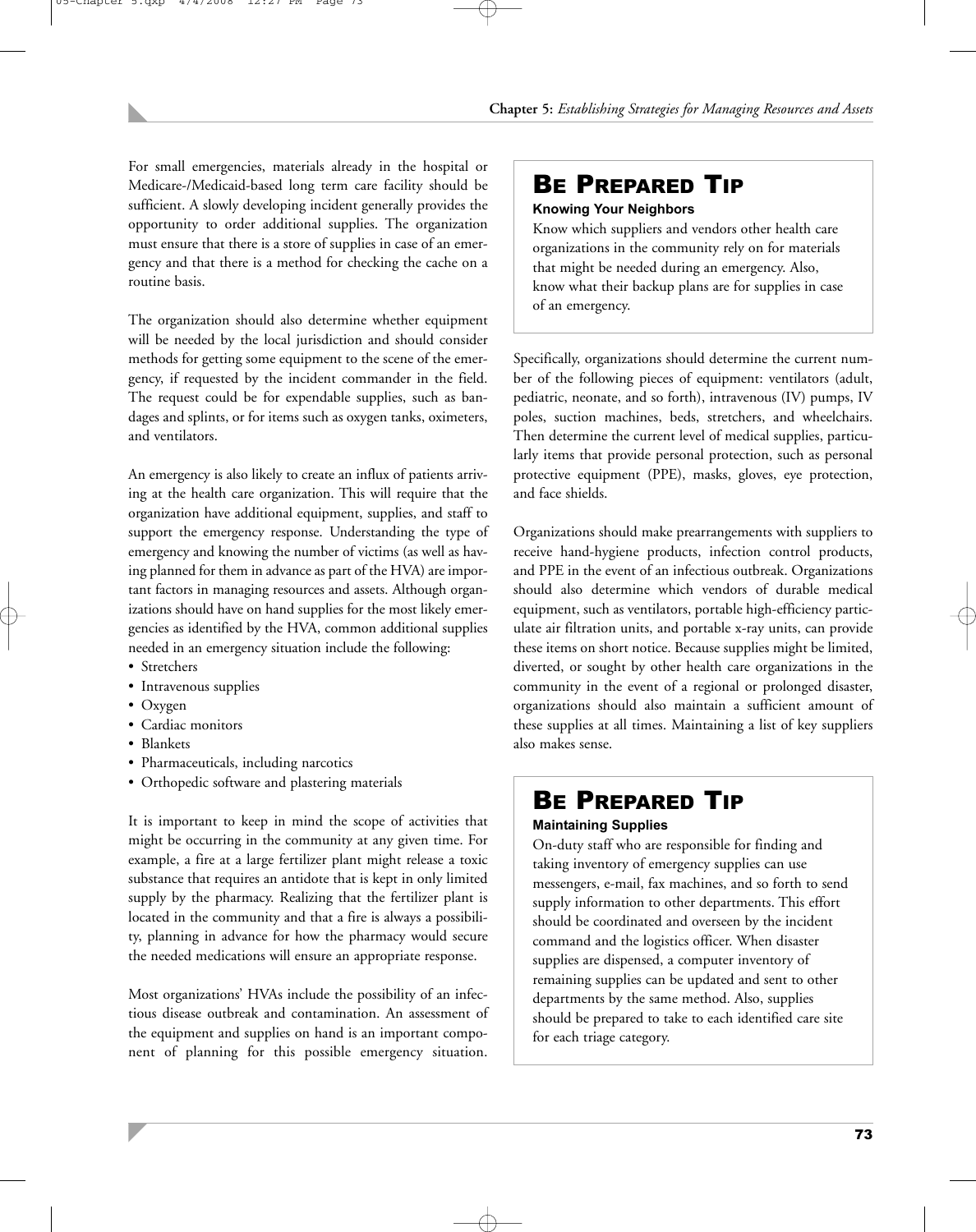For small emergencies, materials already in the hospital or Medicare-/Medicaid-based long term care facility should be sufficient. A slowly developing incident generally provides the opportunity to order additional supplies. The organization must ensure that there is a store of supplies in case of an emergency and that there is a method for checking the cache on a routine basis.

The organization should also determine whether equipment will be needed by the local jurisdiction and should consider methods for getting some equipment to the scene of the emergency, if requested by the incident commander in the field. The request could be for expendable supplies, such as bandages and splints, or for items such as oxygen tanks, oximeters, and ventilators.

An emergency is also likely to create an influx of patients arriving at the health care organization. This will require that the organization have additional equipment, supplies, and staff to support the emergency response. Understanding the type of emergency and knowing the number of victims (as well as having planned for them in advance as part of the HVA) are important factors in managing resources and assets. Although organizations should have on hand supplies for the most likely emergencies as identified by the HVA, common additional supplies needed in an emergency situation include the following:

- Stretchers
- Intravenous supplies
- Oxygen
- Cardiac monitors
- Blankets
- Pharmaceuticals, including narcotics
- Orthopedic software and plastering materials

It is important to keep in mind the scope of activities that might be occurring in the community at any given time. For example, a fire at a large fertilizer plant might release a toxic substance that requires an antidote that is kept in only limited supply by the pharmacy. Realizing that the fertilizer plant is located in the community and that a fire is always a possibility, planning in advance for how the pharmacy would secure the needed medications will ensure an appropriate response.

Most organizations' HVAs include the possibility of an infectious disease outbreak and contamination. An assessment of the equipment and supplies on hand is an important component of planning for this possible emergency situation.

> ## Be Prepared Tip
> **Knowing Your Neighbors**
>
> Know which suppliers and vendors other health care organizations in the community rely on for materials that might be needed during an emergency. Also, know what their backup plans are for supplies in case of an emergency.

Specifically, organizations should determine the current number of the following pieces of equipment: ventilators (adult, pediatric, neonate, and so forth), intravenous (IV) pumps, IV poles, suction machines, beds, stretchers, and wheelchairs. Then determine the current level of medical supplies, particularly items that provide personal protection, such as personal protective equipment (PPE), masks, gloves, eye protection, and face shields.

Organizations should make prearrangements with suppliers to receive hand-hygiene products, infection control products, and PPE in the event of an infectious outbreak. Organizations should also determine which vendors of durable medical equipment, such as ventilators, portable high-efficiency particulate air filtration units, and portable x-ray units, can provide these items on short notice. Because supplies might be limited, diverted, or sought by other health care organizations in the community in the event of a regional or prolonged disaster, organizations should also maintain a sufficient amount of these supplies at all times. Maintaining a list of key suppliers also makes sense.

> ## Be Prepared Tip
> **Maintaining Supplies**
>
> On-duty staff who are responsible for finding and taking inventory of emergency supplies can use messengers, e-mail, fax machines, and so forth to send supply information to other departments. This effort should be coordinated and overseen by the incident command and the logistics officer. When disaster supplies are dispensed, a computer inventory of remaining supplies can be updated and sent to other departments by the same method. Also, supplies should be prepared to take to each identified care site for each triage category.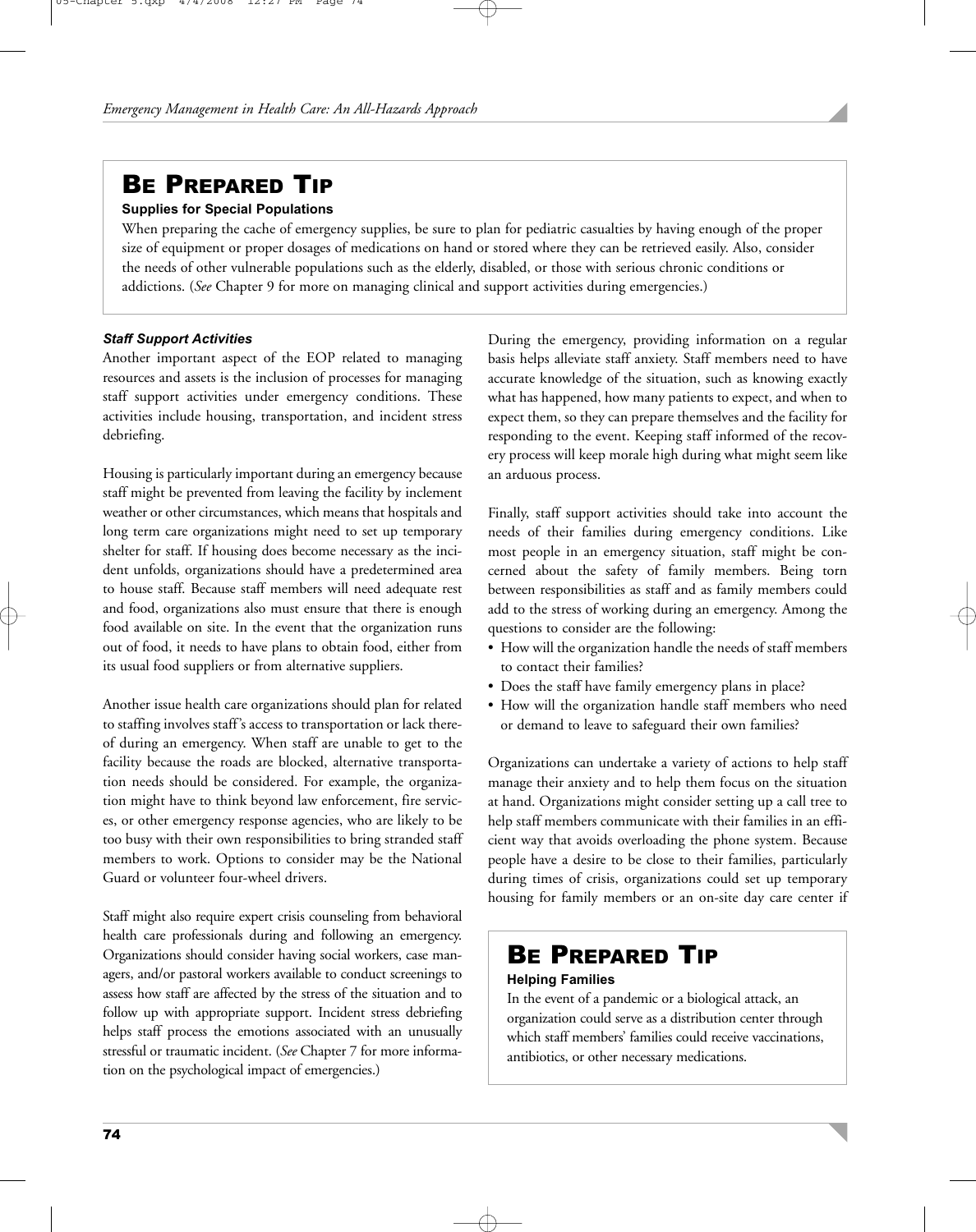## BE PREPARED TIP

**Supplies for Special Populations**

When preparing the cache of emergency supplies, be sure to plan for pediatric casualties by having enough of the proper size of equipment or proper dosages of medications on hand or stored where they can be retrieved easily. Also, consider the needs of other vulnerable populations such as the elderly, disabled, or those with serious chronic conditions or addictions. (*See* Chapter 9 for more on managing clinical and support activities during emergencies.)

#### *Staff Support Activities*

Another important aspect of the EOP related to managing resources and assets is the inclusion of processes for managing staff support activities under emergency conditions. These activities include housing, transportation, and incident stress debriefing.

Housing is particularly important during an emergency because staff might be prevented from leaving the facility by inclement weather or other circumstances, which means that hospitals and long term care organizations might need to set up temporary shelter for staff. If housing does become necessary as the incident unfolds, organizations should have a predetermined area to house staff. Because staff members will need adequate rest and food, organizations also must ensure that there is enough food available on site. In the event that the organization runs out of food, it needs to have plans to obtain food, either from its usual food suppliers or from alternative suppliers.

Another issue health care organizations should plan for related to staffing involves staff's access to transportation or lack thereof during an emergency. When staff are unable to get to the facility because the roads are blocked, alternative transportation needs should be considered. For example, the organization might have to think beyond law enforcement, fire services, or other emergency response agencies, who are likely to be too busy with their own responsibilities to bring stranded staff members to work. Options to consider may be the National Guard or volunteer four-wheel drivers.

Staff might also require expert crisis counseling from behavioral health care professionals during and following an emergency. Organizations should consider having social workers, case managers, and/or pastoral workers available to conduct screenings to assess how staff are affected by the stress of the situation and to follow up with appropriate support. Incident stress debriefing helps staff process the emotions associated with an unusually stressful or traumatic incident. (*See* Chapter 7 for more information on the psychological impact of emergencies.)

During the emergency, providing information on a regular basis helps alleviate staff anxiety. Staff members need to have accurate knowledge of the situation, such as knowing exactly what has happened, how many patients to expect, and when to expect them, so they can prepare themselves and the facility for responding to the event. Keeping staff informed of the recovery process will keep morale high during what might seem like an arduous process.

Finally, staff support activities should take into account the needs of their families during emergency conditions. Like most people in an emergency situation, staff might be concerned about the safety of family members. Being torn between responsibilities as staff and as family members could add to the stress of working during an emergency. Among the questions to consider are the following:

- How will the organization handle the needs of staff members to contact their families?
- Does the staff have family emergency plans in place?
- How will the organization handle staff members who need or demand to leave to safeguard their own families?

Organizations can undertake a variety of actions to help staff manage their anxiety and to help them focus on the situation at hand. Organizations might consider setting up a call tree to help staff members communicate with their families in an efficient way that avoids overloading the phone system. Because people have a desire to be close to their families, particularly during times of crisis, organizations could set up temporary housing for family members or an on-site day care center if

## BE PREPARED TIP

**Helping Families**

In the event of a pandemic or a biological attack, an organization could serve as a distribution center through which staff members' families could receive vaccinations, antibiotics, or other necessary medications.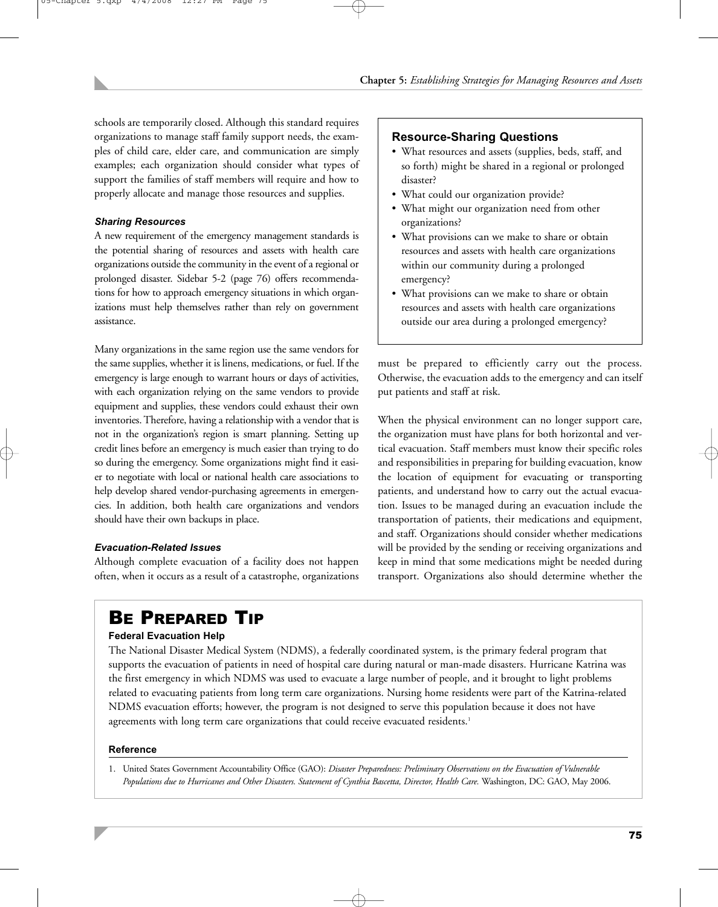schools are temporarily closed. Although this standard requires organizations to manage staff family support needs, the examples of child care, elder care, and communication are simply examples; each organization should consider what types of support the families of staff members will require and how to properly allocate and manage those resources and supplies.

#### *Sharing Resources*

A new requirement of the emergency management standards is the potential sharing of resources and assets with health care organizations outside the community in the event of a regional or prolonged disaster. Sidebar 5-2 (page 76) offers recommendations for how to approach emergency situations in which organizations must help themselves rather than rely on government assistance.

Many organizations in the same region use the same vendors for the same supplies, whether it is linens, medications, or fuel. If the emergency is large enough to warrant hours or days of activities, with each organization relying on the same vendors to provide equipment and supplies, these vendors could exhaust their own inventories. Therefore, having a relationship with a vendor that is not in the organization's region is smart planning. Setting up credit lines before an emergency is much easier than trying to do so during the emergency. Some organizations might find it easier to negotiate with local or national health care associations to help develop shared vendor-purchasing agreements in emergencies. In addition, both health care organizations and vendors should have their own backups in place.

> ### Resource-Sharing Questions
>
> - What resources and assets (supplies, beds, staff, and so forth) might be shared in a regional or prolonged disaster?
> - What could our organization provide?
> - What might our organization need from other organizations?
> - What provisions can we make to share or obtain resources and assets with health care organizations within our community during a prolonged emergency?
> - What provisions can we make to share or obtain resources and assets with health care organizations outside our area during a prolonged emergency?

#### *Evacuation-Related Issues*

Although complete evacuation of a facility does not happen often, when it occurs as a result of a catastrophe, organizations must be prepared to efficiently carry out the process. Otherwise, the evacuation adds to the emergency and can itself put patients and staff at risk.

When the physical environment can no longer support care, the organization must have plans for both horizontal and vertical evacuation. Staff members must know their specific roles and responsibilities in preparing for building evacuation, know the location of equipment for evacuating or transporting patients, and understand how to carry out the actual evacuation. Issues to be managed during an evacuation include the transportation of patients, their medications and equipment, and staff. Organizations should consider whether medications will be provided by the sending or receiving organizations and keep in mind that some medications might be needed during transport. Organizations also should determine whether the

> ## BE PREPARED TIP
>
> **Federal Evacuation Help**
>
> The National Disaster Medical System (NDMS), a federally coordinated system, is the primary federal program that supports the evacuation of patients in need of hospital care during natural or man-made disasters. Hurricane Katrina was the first emergency in which NDMS was used to evacuate a large number of people, and it brought to light problems related to evacuating patients from long term care organizations. Nursing home residents were part of the Katrina-related NDMS evacuation efforts; however, the program is not designed to serve this population because it does not have agreements with long term care organizations that could receive evacuated residents.[1]
>
> **Reference**
>
> 1. United States Government Accountability Office (GAO): *Disaster Preparedness: Preliminary Observations on the Evacuation of Vulnerable Populations due to Hurricanes and Other Disasters. Statement of Cynthia Bascetta, Director, Health Care.* Washington, DC: GAO, May 2006.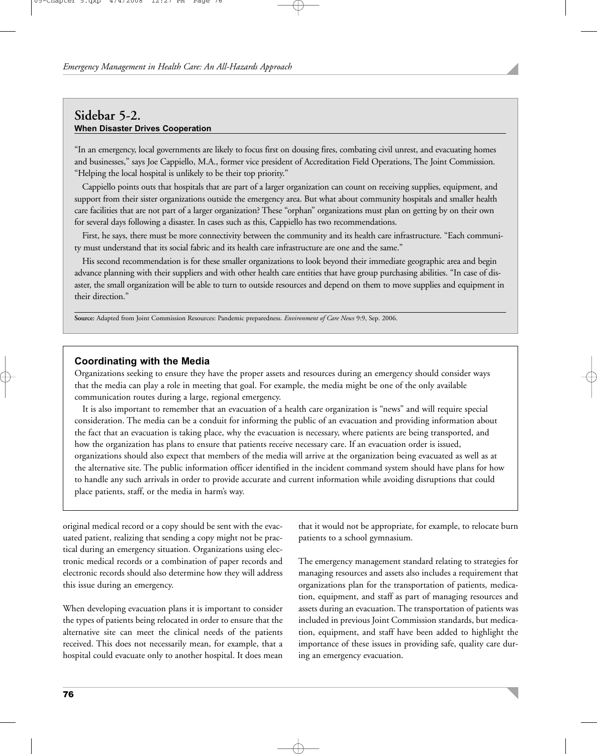## Sidebar 5-2.

### When Disaster Drives Cooperation

"In an emergency, local governments are likely to focus first on dousing fires, combating civil unrest, and evacuating homes and businesses," says Joe Cappiello, M.A., former vice president of Accreditation Field Operations, The Joint Commission. "Helping the local hospital is unlikely to be their top priority."

Cappiello points outs that hospitals that are part of a larger organization can count on receiving supplies, equipment, and support from their sister organizations outside the emergency area. But what about community hospitals and smaller health care facilities that are not part of a larger organization? These "orphan" organizations must plan on getting by on their own for several days following a disaster. In cases such as this, Cappiello has two recommendations.

First, he says, there must be more connectivity between the community and its health care infrastructure. "Each community must understand that its social fabric and its health care infrastructure are one and the same."

His second recommendation is for these smaller organizations to look beyond their immediate geographic area and begin advance planning with their suppliers and with other health care entities that have group purchasing abilities. "In case of disaster, the small organization will be able to turn to outside resources and depend on them to move supplies and equipment in their direction."

**Source:** Adapted from Joint Commission Resources: Pandemic preparedness. *Environment of Care News* 9:9, Sep. 2006.

### Coordinating with the Media

Organizations seeking to ensure they have the proper assets and resources during an emergency should consider ways that the media can play a role in meeting that goal. For example, the media might be one of the only available communication routes during a large, regional emergency.

It is also important to remember that an evacuation of a health care organization is "news" and will require special consideration. The media can be a conduit for informing the public of an evacuation and providing information about the fact that an evacuation is taking place, why the evacuation is necessary, where patients are being transported, and how the organization has plans to ensure that patients receive necessary care. If an evacuation order is issued, organizations should also expect that members of the media will arrive at the organization being evacuated as well as at the alternative site. The public information officer identified in the incident command system should have plans for how to handle any such arrivals in order to provide accurate and current information while avoiding disruptions that could place patients, staff, or the media in harm's way.

original medical record or a copy should be sent with the evacuated patient, realizing that sending a copy might not be practical during an emergency situation. Organizations using electronic medical records or a combination of paper records and electronic records should also determine how they will address this issue during an emergency.

When developing evacuation plans it is important to consider the types of patients being relocated in order to ensure that the alternative site can meet the clinical needs of the patients received. This does not necessarily mean, for example, that a hospital could evacuate only to another hospital. It does mean that it would not be appropriate, for example, to relocate burn patients to a school gymnasium.

The emergency management standard relating to strategies for managing resources and assets also includes a requirement that organizations plan for the transportation of patients, medication, equipment, and staff as part of managing resources and assets during an evacuation. The transportation of patients was included in previous Joint Commission standards, but medication, equipment, and staff have been added to highlight the importance of these issues in providing safe, quality care during an emergency evacuation.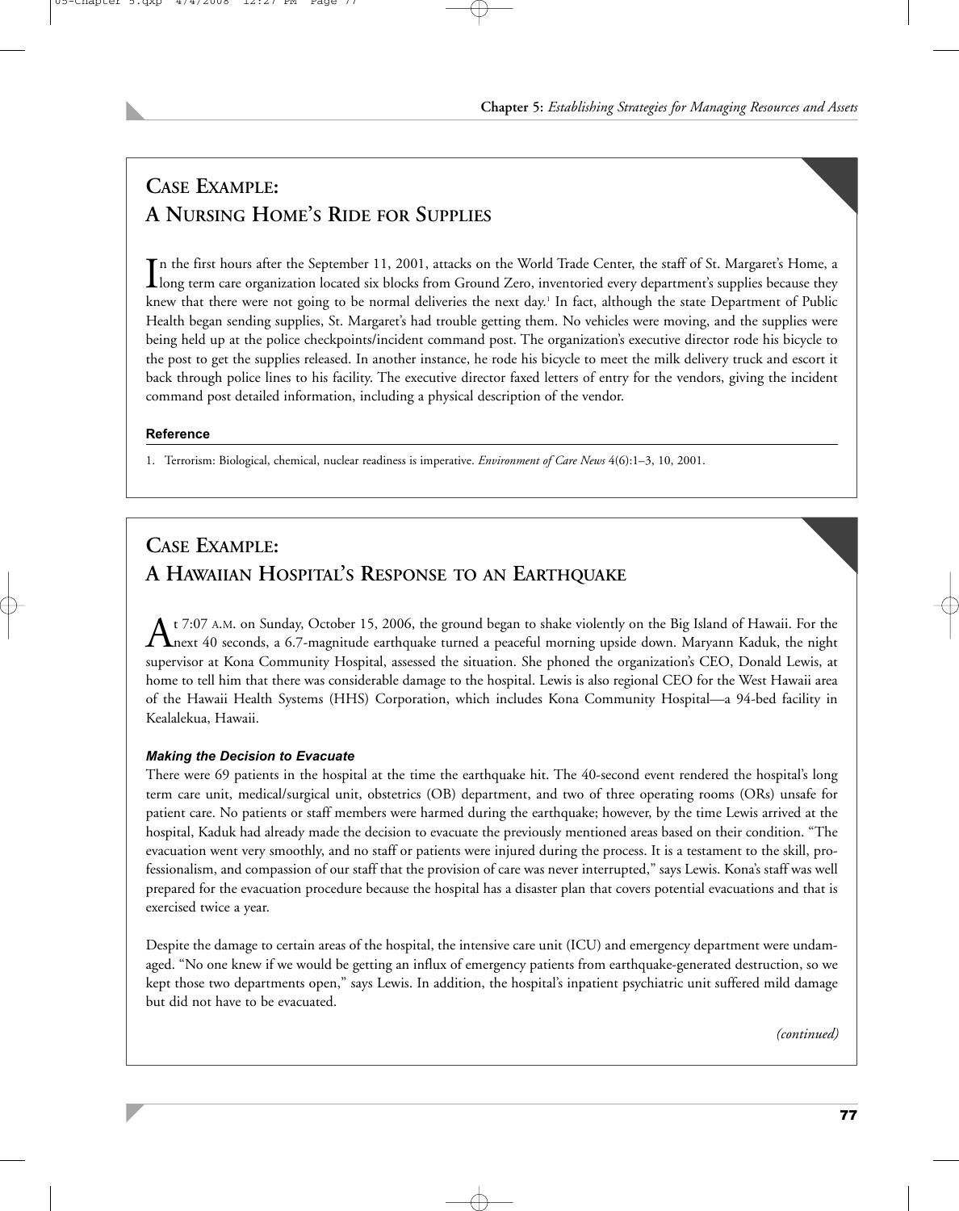## Case Example: A Nursing Home's Ride for Supplies

In the first hours after the September 11, 2001, attacks on the World Trade Center, the staff of St. Margaret's Home, a long term care organization located six blocks from Ground Zero, inventoried every department's supplies because they knew that there were not going to be normal deliveries the next day.[1] In fact, although the state Department of Public Health began sending supplies, St. Margaret's had trouble getting them. No vehicles were moving, and the supplies were being held up at the police checkpoints/incident command post. The organization's executive director rode his bicycle to the post to get the supplies released. In another instance, he rode his bicycle to meet the milk delivery truck and escort it back through police lines to his facility. The executive director faxed letters of entry for the vendors, giving the incident command post detailed information, including a physical description of the vendor.

**Reference**

1. Terrorism: Biological, chemical, nuclear readiness is imperative. *Environment of Care News* 4(6):1–3, 10, 2001.

## Case Example: A Hawaiian Hospital's Response to an Earthquake

At 7:07 A.M. on Sunday, October 15, 2006, the ground began to shake violently on the Big Island of Hawaii. For the next 40 seconds, a 6.7-magnitude earthquake turned a peaceful morning upside down. Maryann Kaduk, the night supervisor at Kona Community Hospital, assessed the situation. She phoned the organization's CEO, Donald Lewis, at home to tell him that there was considerable damage to the hospital. Lewis is also regional CEO for the West Hawaii area of the Hawaii Health Systems (HHS) Corporation, which includes Kona Community Hospital—a 94-bed facility in Kealalekua, Hawaii.

***Making the Decision to Evacuate***

There were 69 patients in the hospital at the time the earthquake hit. The 40-second event rendered the hospital's long term care unit, medical/surgical unit, obstetrics (OB) department, and two of three operating rooms (ORs) unsafe for patient care. No patients or staff members were harmed during the earthquake; however, by the time Lewis arrived at the hospital, Kaduk had already made the decision to evacuate the previously mentioned areas based on their condition. "The evacuation went very smoothly, and no staff or patients were injured during the process. It is a testament to the skill, professionalism, and compassion of our staff that the provision of care was never interrupted," says Lewis. Kona's staff was well prepared for the evacuation procedure because the hospital has a disaster plan that covers potential evacuations and that is exercised twice a year.

Despite the damage to certain areas of the hospital, the intensive care unit (ICU) and emergency department were undamaged. "No one knew if we would be getting an influx of emergency patients from earthquake-generated destruction, so we kept those two departments open," says Lewis. In addition, the hospital's inpatient psychiatric unit suffered mild damage but did not have to be evacuated.

*(continued)*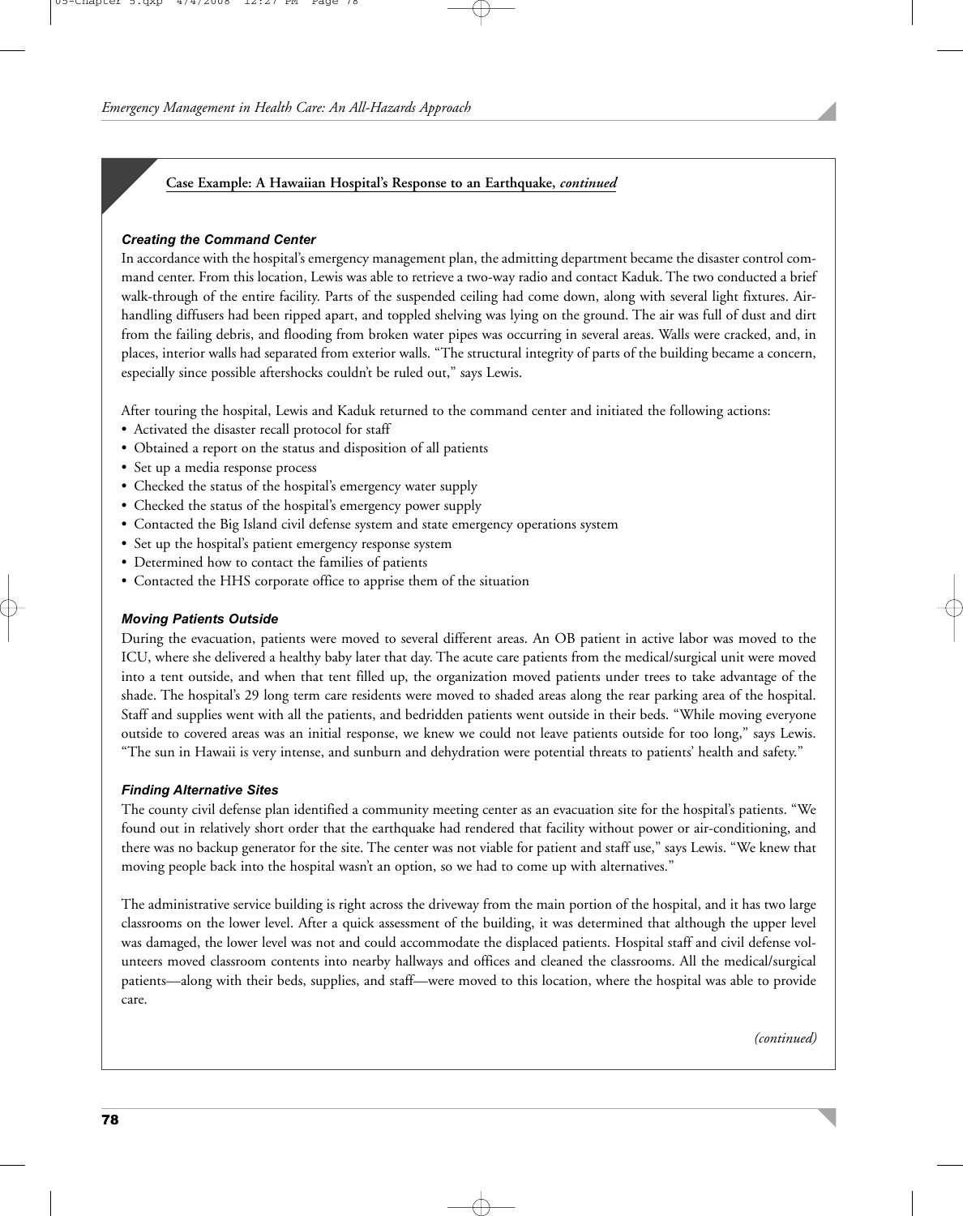**Case Example: A Hawaiian Hospital's Response to an Earthquake, *continued***

### *Creating the Command Center*

In accordance with the hospital's emergency management plan, the admitting department became the disaster control command center. From this location, Lewis was able to retrieve a two-way radio and contact Kaduk. The two conducted a brief walk-through of the entire facility. Parts of the suspended ceiling had come down, along with several light fixtures. Air-handling diffusers had been ripped apart, and toppled shelving was lying on the ground. The air was full of dust and dirt from the failing debris, and flooding from broken water pipes was occurring in several areas. Walls were cracked, and, in places, interior walls had separated from exterior walls. "The structural integrity of parts of the building became a concern, especially since possible aftershocks couldn't be ruled out," says Lewis.

After touring the hospital, Lewis and Kaduk returned to the command center and initiated the following actions:

- Activated the disaster recall protocol for staff
- Obtained a report on the status and disposition of all patients
- Set up a media response process
- Checked the status of the hospital's emergency water supply
- Checked the status of the hospital's emergency power supply
- Contacted the Big Island civil defense system and state emergency operations system
- Set up the hospital's patient emergency response system
- Determined how to contact the families of patients
- Contacted the HHS corporate office to apprise them of the situation

### *Moving Patients Outside*

During the evacuation, patients were moved to several different areas. An OB patient in active labor was moved to the ICU, where she delivered a healthy baby later that day. The acute care patients from the medical/surgical unit were moved into a tent outside, and when that tent filled up, the organization moved patients under trees to take advantage of the shade. The hospital's 29 long term care residents were moved to shaded areas along the rear parking area of the hospital. Staff and supplies went with all the patients, and bedridden patients went outside in their beds. "While moving everyone outside to covered areas was an initial response, we knew we could not leave patients outside for too long," says Lewis. "The sun in Hawaii is very intense, and sunburn and dehydration were potential threats to patients' health and safety."

### *Finding Alternative Sites*

The county civil defense plan identified a community meeting center as an evacuation site for the hospital's patients. "We found out in relatively short order that the earthquake had rendered that facility without power or air-conditioning, and there was no backup generator for the site. The center was not viable for patient and staff use," says Lewis. "We knew that moving people back into the hospital wasn't an option, so we had to come up with alternatives."

The administrative service building is right across the driveway from the main portion of the hospital, and it has two large classrooms on the lower level. After a quick assessment of the building, it was determined that although the upper level was damaged, the lower level was not and could accommodate the displaced patients. Hospital staff and civil defense volunteers moved classroom contents into nearby hallways and offices and cleaned the classrooms. All the medical/surgical patients—along with their beds, supplies, and staff—were moved to this location, where the hospital was able to provide care.

*(continued)*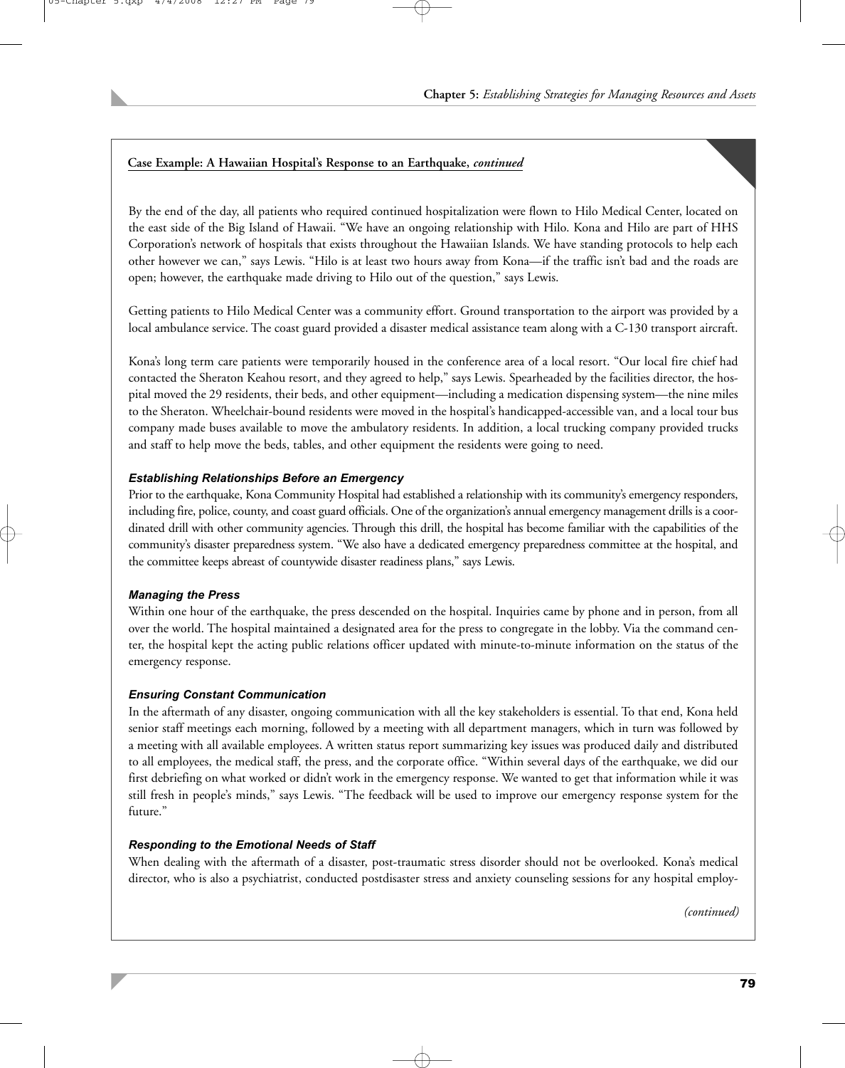**Case Example: A Hawaiian Hospital's Response to an Earthquake, *continued***

By the end of the day, all patients who required continued hospitalization were flown to Hilo Medical Center, located on the east side of the Big Island of Hawaii. "We have an ongoing relationship with Hilo. Kona and Hilo are part of HHS Corporation's network of hospitals that exists throughout the Hawaiian Islands. We have standing protocols to help each other however we can," says Lewis. "Hilo is at least two hours away from Kona—if the traffic isn't bad and the roads are open; however, the earthquake made driving to Hilo out of the question," says Lewis.

Getting patients to Hilo Medical Center was a community effort. Ground transportation to the airport was provided by a local ambulance service. The coast guard provided a disaster medical assistance team along with a C-130 transport aircraft.

Kona's long term care patients were temporarily housed in the conference area of a local resort. "Our local fire chief had contacted the Sheraton Keahou resort, and they agreed to help," says Lewis. Spearheaded by the facilities director, the hospital moved the 29 residents, their beds, and other equipment—including a medication dispensing system—the nine miles to the Sheraton. Wheelchair-bound residents were moved in the hospital's handicapped-accessible van, and a local tour bus company made buses available to move the ambulatory residents. In addition, a local trucking company provided trucks and staff to help move the beds, tables, and other equipment the residents were going to need.

***Establishing Relationships Before an Emergency***

Prior to the earthquake, Kona Community Hospital had established a relationship with its community's emergency responders, including fire, police, county, and coast guard officials. One of the organization's annual emergency management drills is a coordinated drill with other community agencies. Through this drill, the hospital has become familiar with the capabilities of the community's disaster preparedness system. "We also have a dedicated emergency preparedness committee at the hospital, and the committee keeps abreast of countywide disaster readiness plans," says Lewis.

***Managing the Press***

Within one hour of the earthquake, the press descended on the hospital. Inquiries came by phone and in person, from all over the world. The hospital maintained a designated area for the press to congregate in the lobby. Via the command center, the hospital kept the acting public relations officer updated with minute-to-minute information on the status of the emergency response.

***Ensuring Constant Communication***

In the aftermath of any disaster, ongoing communication with all the key stakeholders is essential. To that end, Kona held senior staff meetings each morning, followed by a meeting with all department managers, which in turn was followed by a meeting with all available employees. A written status report summarizing key issues was produced daily and distributed to all employees, the medical staff, the press, and the corporate office. "Within several days of the earthquake, we did our first debriefing on what worked or didn't work in the emergency response. We wanted to get that information while it was still fresh in people's minds," says Lewis. "The feedback will be used to improve our emergency response system for the future."

***Responding to the Emotional Needs of Staff***

When dealing with the aftermath of a disaster, post-traumatic stress disorder should not be overlooked. Kona's medical director, who is also a psychiatrist, conducted postdisaster stress and anxiety counseling sessions for any hospital employ-

*(continued)*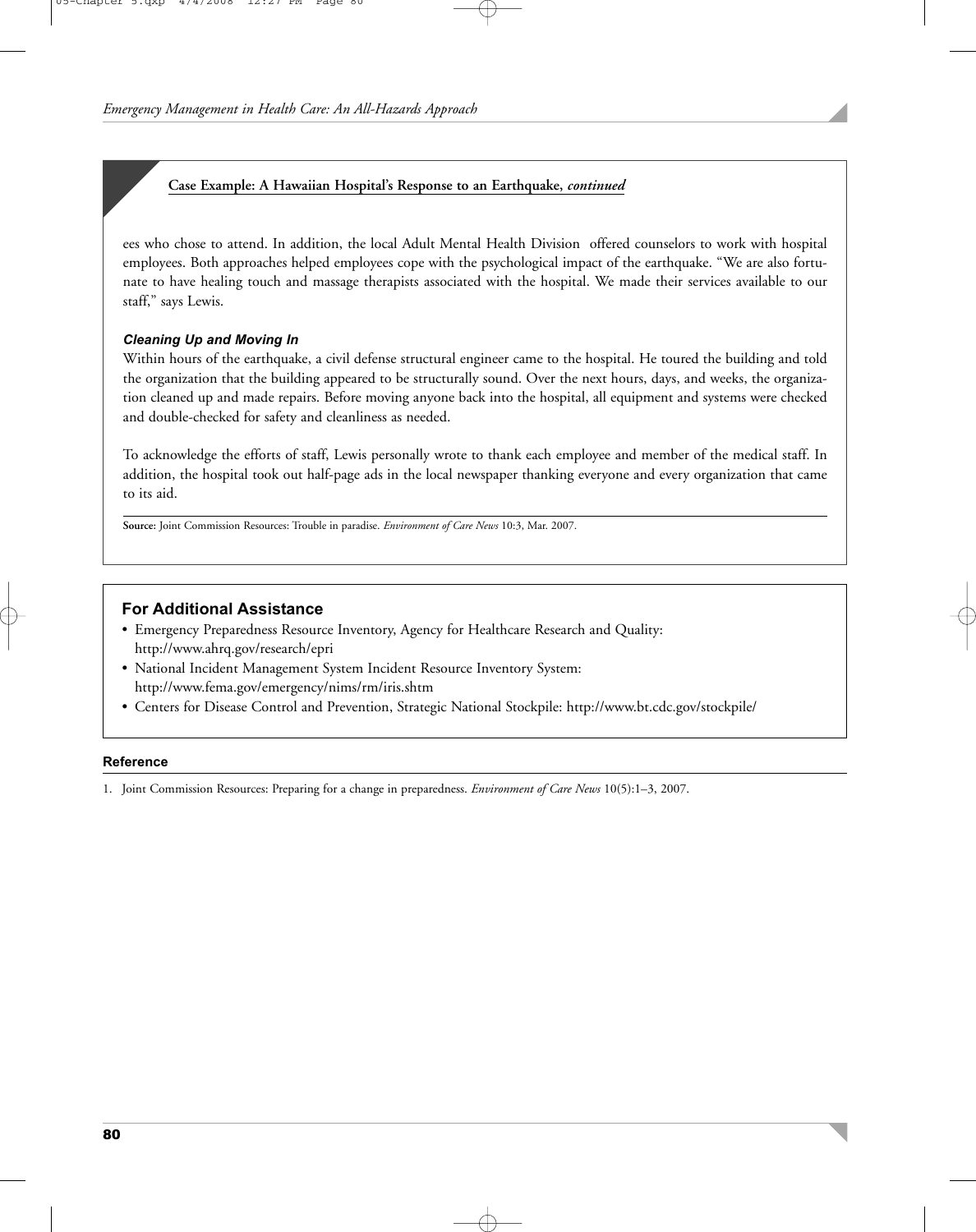**Case Example: A Hawaiian Hospital's Response to an Earthquake, *continued***

ees who chose to attend. In addition, the local Adult Mental Health Division offered counselors to work with hospital employees. Both approaches helped employees cope with the psychological impact of the earthquake. "We are also fortunate to have healing touch and massage therapists associated with the hospital. We made their services available to our staff," says Lewis.

***Cleaning Up and Moving In***

Within hours of the earthquake, a civil defense structural engineer came to the hospital. He toured the building and told the organization that the building appeared to be structurally sound. Over the next hours, days, and weeks, the organization cleaned up and made repairs. Before moving anyone back into the hospital, all equipment and systems were checked and double-checked for safety and cleanliness as needed.

To acknowledge the efforts of staff, Lewis personally wrote to thank each employee and member of the medical staff. In addition, the hospital took out half-page ads in the local newspaper thanking everyone and every organization that came to its aid.

**Source:** Joint Commission Resources: Trouble in paradise. *Environment of Care News* 10:3, Mar. 2007.

## For Additional Assistance

- Emergency Preparedness Resource Inventory, Agency for Healthcare Research and Quality: http://www.ahrq.gov/research/epri
- National Incident Management System Incident Resource Inventory System: http://www.fema.gov/emergency/nims/rm/iris.shtm
- Centers for Disease Control and Prevention, Strategic National Stockpile: http://www.bt.cdc.gov/stockpile/

### Reference

1. Joint Commission Resources: Preparing for a change in preparedness. *Environment of Care News* 10(5):1–3, 2007.